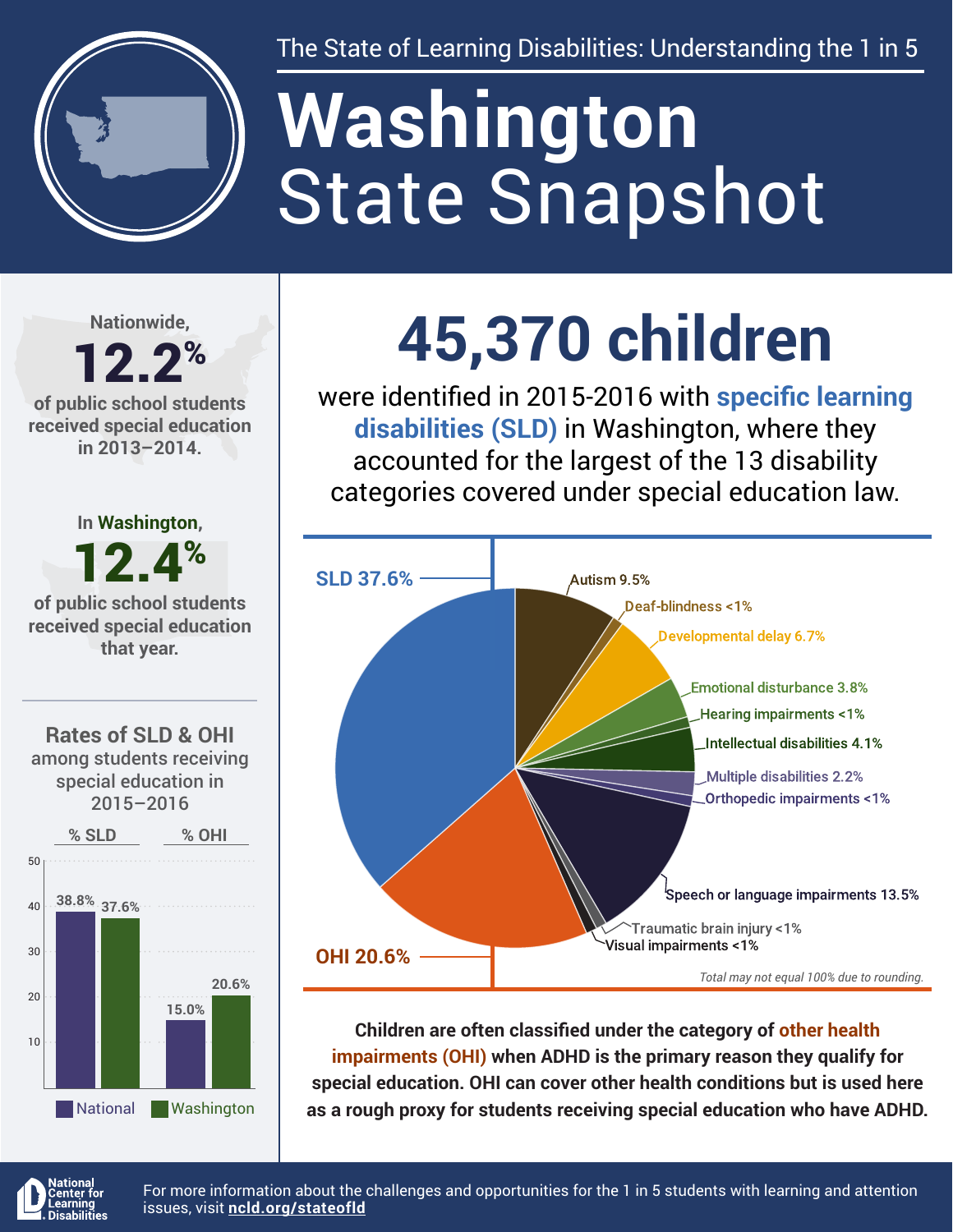The State of Learning Disabilities: Understanding the 1 in 5

# Washington State Snapshot

Nationwide, **12.2%** of public school students received special education in 2013–2014.

In Washington, **12.4%** of public school students received special education that year.

## Rates of SLD & OHI among students receiving special education in 2015–2016

| | National | Washington |
|---|---|---|
| % SLD | 38.8% | 37.6% |
| % OHI | 15.0% | 20.6% |

## 45,370 children

were identified in 2015-2016 with **specific learning disabilities (SLD)** in Washington, where they accounted for the largest of the 13 disability categories covered under special education law.

| Category | Percent |
|---|---|
| SLD | 37.6% |
| OHI | 20.6% |
| Autism | 9.5% |
| Deaf-blindness | <1% |
| Developmental delay | 6.7% |
| Emotional disturbance | 3.8% |
| Hearing impairments | <1% |
| Intellectual disabilities | 4.1% |
| Multiple disabilities | 2.2% |
| Orthopedic impairments | <1% |
| Speech or language impairments | 13.5% |
| Traumatic brain injury | <1% |
| Visual impairments | <1% |

*Total may not equal 100% due to rounding.*

**Children are often classified under the category of other health impairments (OHI) when ADHD is the primary reason they qualify for special education. OHI can cover other health conditions but is used here as a rough proxy for students receiving special education who have ADHD.**

National Center for Learning Disabilities

For more information about the challenges and opportunities for the 1 in 5 students with learning and attention issues, visit **ncld.org/stateofld**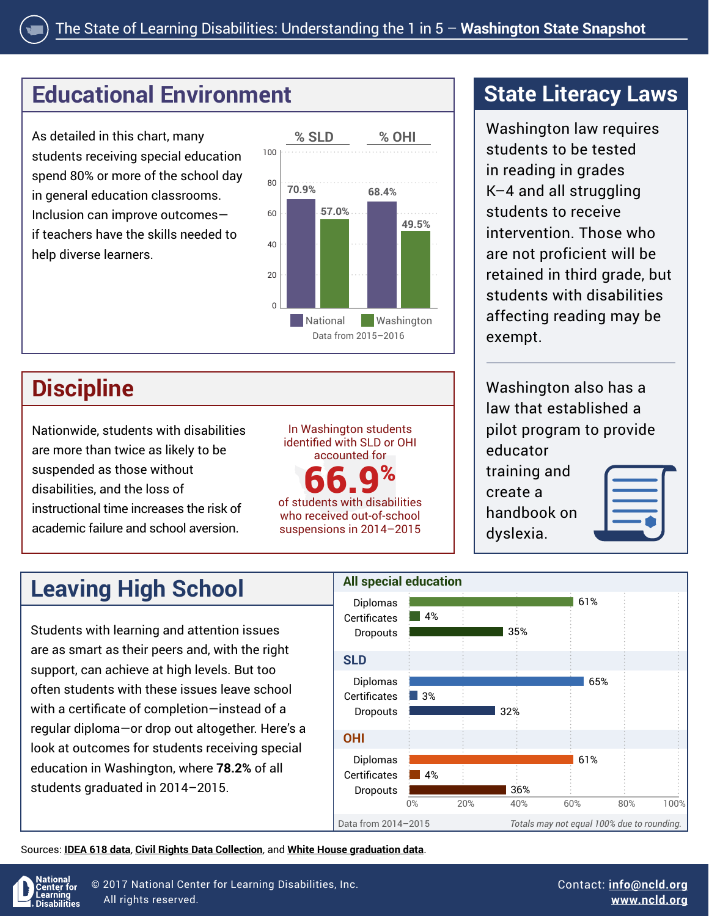# The State of Learning Disabilities: Understanding the 1 in 5 – **Washington State Snapshot**

## Educational Environment

As detailed in this chart, many students receiving special education spend 80% or more of the school day in general education classrooms. Inclusion can improve outcomes—if teachers have the skills needed to help diverse learners.

% SLD
% OHI
100
80
60
40
20
0
70.9%
57.0%
68.4%
49.5%
National
Washington
Data from 2015–2016

## State Literacy Laws

Washington law requires students to be tested in reading in grades K–4 and all struggling students to receive intervention. Those who are not proficient will be retained in third grade, but students with disabilities affecting reading may be exempt.

Washington also has a law that established a pilot program to provide educator training and create a handbook on dyslexia.

## Discipline

Nationwide, students with disabilities are more than twice as likely to be suspended as those without disabilities, and the loss of instructional time increases the risk of academic failure and school aversion.

In Washington students identified with SLD or OHI accounted for **66.9%** of students with disabilities who received out-of-school suspensions in 2014–2015

## Leaving High School

Students with learning and attention issues are as smart as their peers and, with the right support, can achieve at high levels. But too often students with these issues leave school with a certificate of completion—instead of a regular diploma—or drop out altogether. Here's a look at outcomes for students receiving special education in Washington, where **78.2%** of all students graduated in 2014–2015.

**All special education**
Diplomas 61%
Certificates 4%
Dropouts 35%

**SLD**
Diplomas 65%
Certificates 3%
Dropouts 32%

**OHI**
Diplomas 61%
Certificates 4%
Dropouts 36%

0% 20% 40% 60% 80% 100%

Data from 2014–2015

*Totals may not equal 100% due to rounding.*

Sources: **IDEA 618 data**, **Civil Rights Data Collection**, and **White House graduation data**.

National Center for Learning Disabilities

© 2017 National Center for Learning Disabilities, Inc. All rights reserved.

Contact: **info@ncld.org** **www.ncld.org**